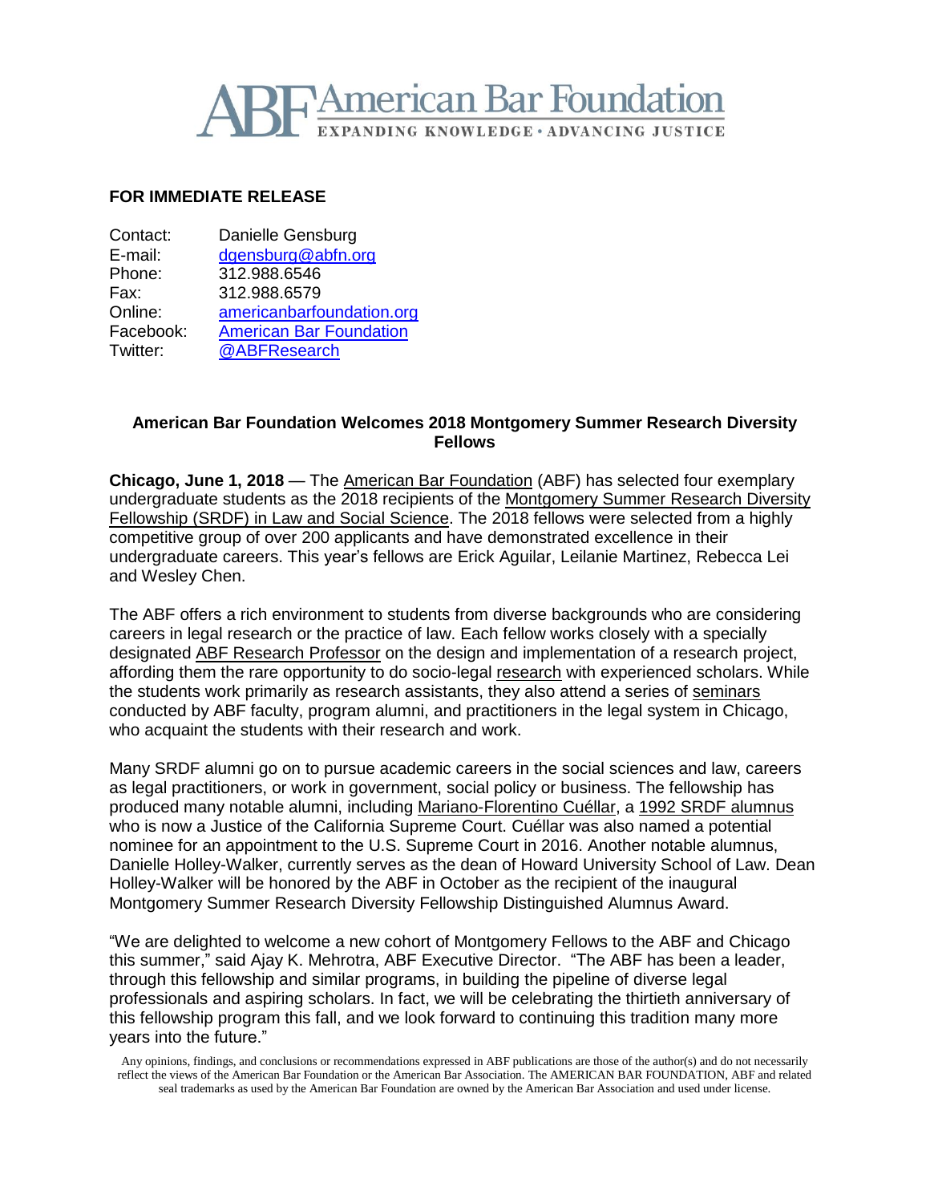# ABF American Bar Foundation

EXPANDING KNOWLEDGE • ADVANCING JUSTICE

**FOR IMMEDIATE RELEASE**

Contact: Danielle Gensburg
E-mail: dgensburg@abfn.org
Phone: 312.988.6546
Fax: 312.988.6579
Online: americanbarfoundation.org
Facebook: American Bar Foundation
Twitter: @ABFResearch

## American Bar Foundation Welcomes 2018 Montgomery Summer Research Diversity Fellows

**Chicago, June 1, 2018** — The American Bar Foundation (ABF) has selected four exemplary undergraduate students as the 2018 recipients of the Montgomery Summer Research Diversity Fellowship (SRDF) in Law and Social Science. The 2018 fellows were selected from a highly competitive group of over 200 applicants and have demonstrated excellence in their undergraduate careers. This year's fellows are Erick Aguilar, Leilanie Martinez, Rebecca Lei and Wesley Chen.

The ABF offers a rich environment to students from diverse backgrounds who are considering careers in legal research or the practice of law. Each fellow works closely with a specially designated ABF Research Professor on the design and implementation of a research project, affording them the rare opportunity to do socio-legal research with experienced scholars. While the students work primarily as research assistants, they also attend a series of seminars conducted by ABF faculty, program alumni, and practitioners in the legal system in Chicago, who acquaint the students with their research and work.

Many SRDF alumni go on to pursue academic careers in the social sciences and law, careers as legal practitioners, or work in government, social policy or business. The fellowship has produced many notable alumni, including Mariano-Florentino Cuéllar, a 1992 SRDF alumnus who is now a Justice of the California Supreme Court. Cuéllar was also named a potential nominee for an appointment to the U.S. Supreme Court in 2016. Another notable alumnus, Danielle Holley-Walker, currently serves as the dean of Howard University School of Law. Dean Holley-Walker will be honored by the ABF in October as the recipient of the inaugural Montgomery Summer Research Diversity Fellowship Distinguished Alumnus Award.

"We are delighted to welcome a new cohort of Montgomery Fellows to the ABF and Chicago this summer," said Ajay K. Mehrotra, ABF Executive Director. "The ABF has been a leader, through this fellowship and similar programs, in building the pipeline of diverse legal professionals and aspiring scholars. In fact, we will be celebrating the thirtieth anniversary of this fellowship program this fall, and we look forward to continuing this tradition many more years into the future."

Any opinions, findings, and conclusions or recommendations expressed in ABF publications are those of the author(s) and do not necessarily reflect the views of the American Bar Foundation or the American Bar Association. The AMERICAN BAR FOUNDATION, ABF and related seal trademarks as used by the American Bar Foundation are owned by the American Bar Association and used under license.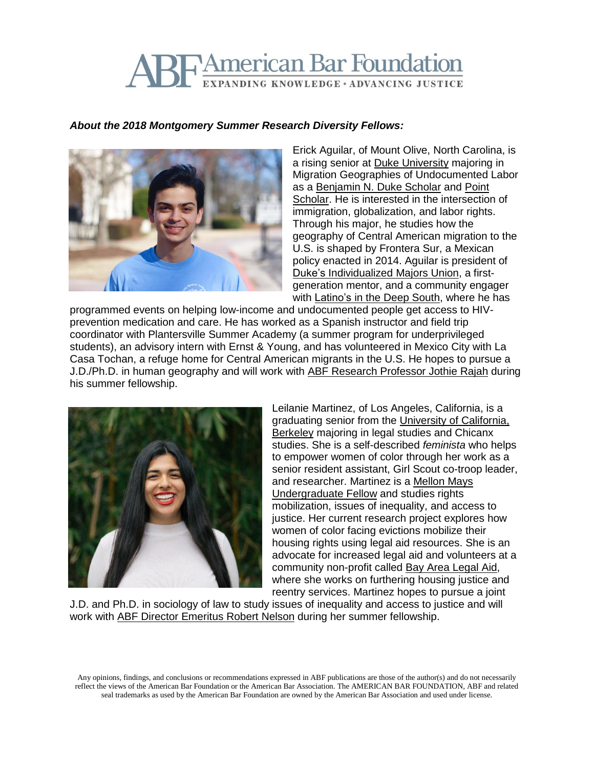# American Bar Foundation

EXPANDING KNOWLEDGE • ADVANCING JUSTICE

***About the 2018 Montgomery Summer Research Diversity Fellows:***

Erick Aguilar, of Mount Olive, North Carolina, is a rising senior at Duke University majoring in Migration Geographies of Undocumented Labor as a Benjamin N. Duke Scholar and Point Scholar. He is interested in the intersection of immigration, globalization, and labor rights. Through his major, he studies how the geography of Central American migration to the U.S. is shaped by Frontera Sur, a Mexican policy enacted in 2014. Aguilar is president of Duke's Individualized Majors Union, a first-generation mentor, and a community engager with Latino's in the Deep South, where he has programmed events on helping low-income and undocumented people get access to HIV-prevention medication and care. He has worked as a Spanish instructor and field trip coordinator with Plantersville Summer Academy (a summer program for underprivileged students), an advisory intern with Ernst & Young, and has volunteered in Mexico City with La Casa Tochan, a refuge home for Central American migrants in the U.S. He hopes to pursue a J.D./Ph.D. in human geography and will work with ABF Research Professor Jothie Rajah during his summer fellowship.

Leilanie Martinez, of Los Angeles, California, is a graduating senior from the University of California, Berkeley majoring in legal studies and Chicanx studies. She is a self-described *feminista* who helps to empower women of color through her work as a senior resident assistant, Girl Scout co-troop leader, and researcher. Martinez is a Mellon Mays Undergraduate Fellow and studies rights mobilization, issues of inequality, and access to justice. Her current research project explores how women of color facing evictions mobilize their housing rights using legal aid resources. She is an advocate for increased legal aid and volunteers at a community non-profit called Bay Area Legal Aid, where she works on furthering housing justice and reentry services. Martinez hopes to pursue a joint J.D. and Ph.D. in sociology of law to study issues of inequality and access to justice and will work with ABF Director Emeritus Robert Nelson during her summer fellowship.

Any opinions, findings, and conclusions or recommendations expressed in ABF publications are those of the author(s) and do not necessarily reflect the views of the American Bar Foundation or the American Bar Association. The AMERICAN BAR FOUNDATION, ABF and related seal trademarks as used by the American Bar Foundation are owned by the American Bar Association and used under license.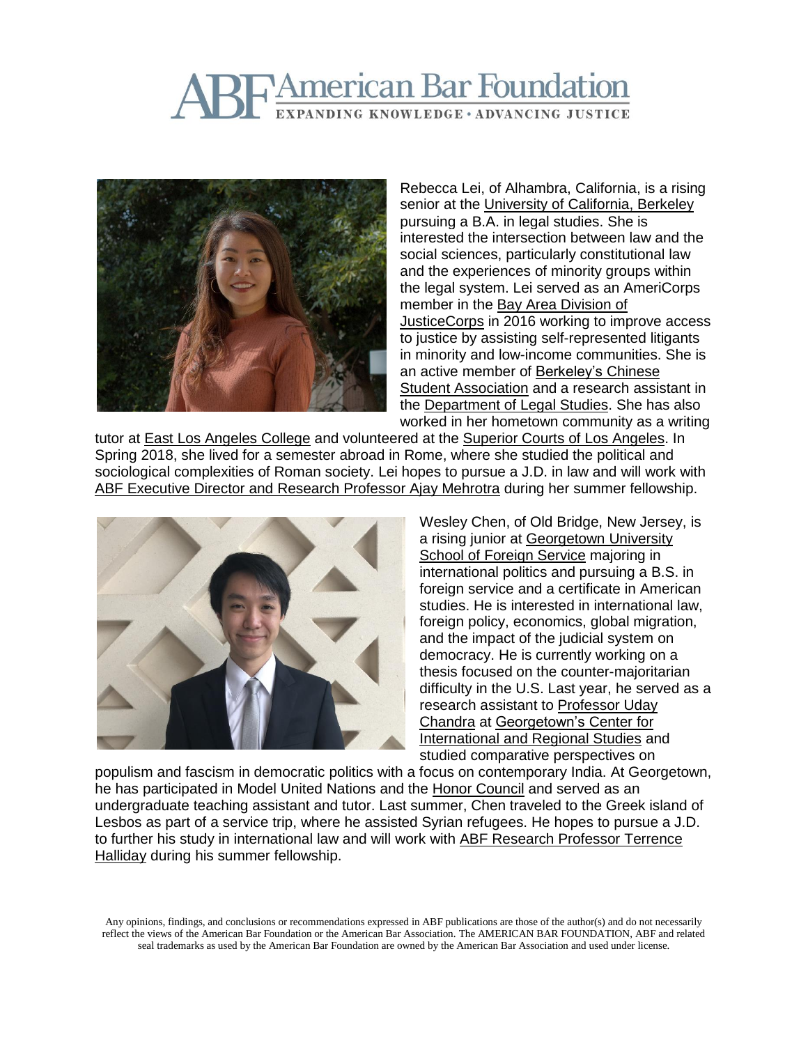# American Bar Foundation

EXPANDING KNOWLEDGE • ADVANCING JUSTICE

Rebecca Lei, of Alhambra, California, is a rising senior at the University of California, Berkeley pursuing a B.A. in legal studies. She is interested the intersection between law and the social sciences, particularly constitutional law and the experiences of minority groups within the legal system. Lei served as an AmeriCorps member in the Bay Area Division of JusticeCorps in 2016 working to improve access to justice by assisting self-represented litigants in minority and low-income communities. She is an active member of Berkeley's Chinese Student Association and a research assistant in the Department of Legal Studies. She has also worked in her hometown community as a writing tutor at East Los Angeles College and volunteered at the Superior Courts of Los Angeles. In Spring 2018, she lived for a semester abroad in Rome, where she studied the political and sociological complexities of Roman society. Lei hopes to pursue a J.D. in law and will work with ABF Executive Director and Research Professor Ajay Mehrotra during her summer fellowship.

Wesley Chen, of Old Bridge, New Jersey, is a rising junior at Georgetown University School of Foreign Service majoring in international politics and pursuing a B.S. in foreign service and a certificate in American studies. He is interested in international law, foreign policy, economics, global migration, and the impact of the judicial system on democracy. He is currently working on a thesis focused on the counter-majoritarian difficulty in the U.S. Last year, he served as a research assistant to Professor Uday Chandra at Georgetown's Center for International and Regional Studies and studied comparative perspectives on populism and fascism in democratic politics with a focus on contemporary India. At Georgetown, he has participated in Model United Nations and the Honor Council and served as an undergraduate teaching assistant and tutor. Last summer, Chen traveled to the Greek island of Lesbos as part of a service trip, where he assisted Syrian refugees. He hopes to pursue a J.D. to further his study in international law and will work with ABF Research Professor Terrence Halliday during his summer fellowship.

Any opinions, findings, and conclusions or recommendations expressed in ABF publications are those of the author(s) and do not necessarily reflect the views of the American Bar Foundation or the American Bar Association. The AMERICAN BAR FOUNDATION, ABF and related seal trademarks as used by the American Bar Foundation are owned by the American Bar Association and used under license.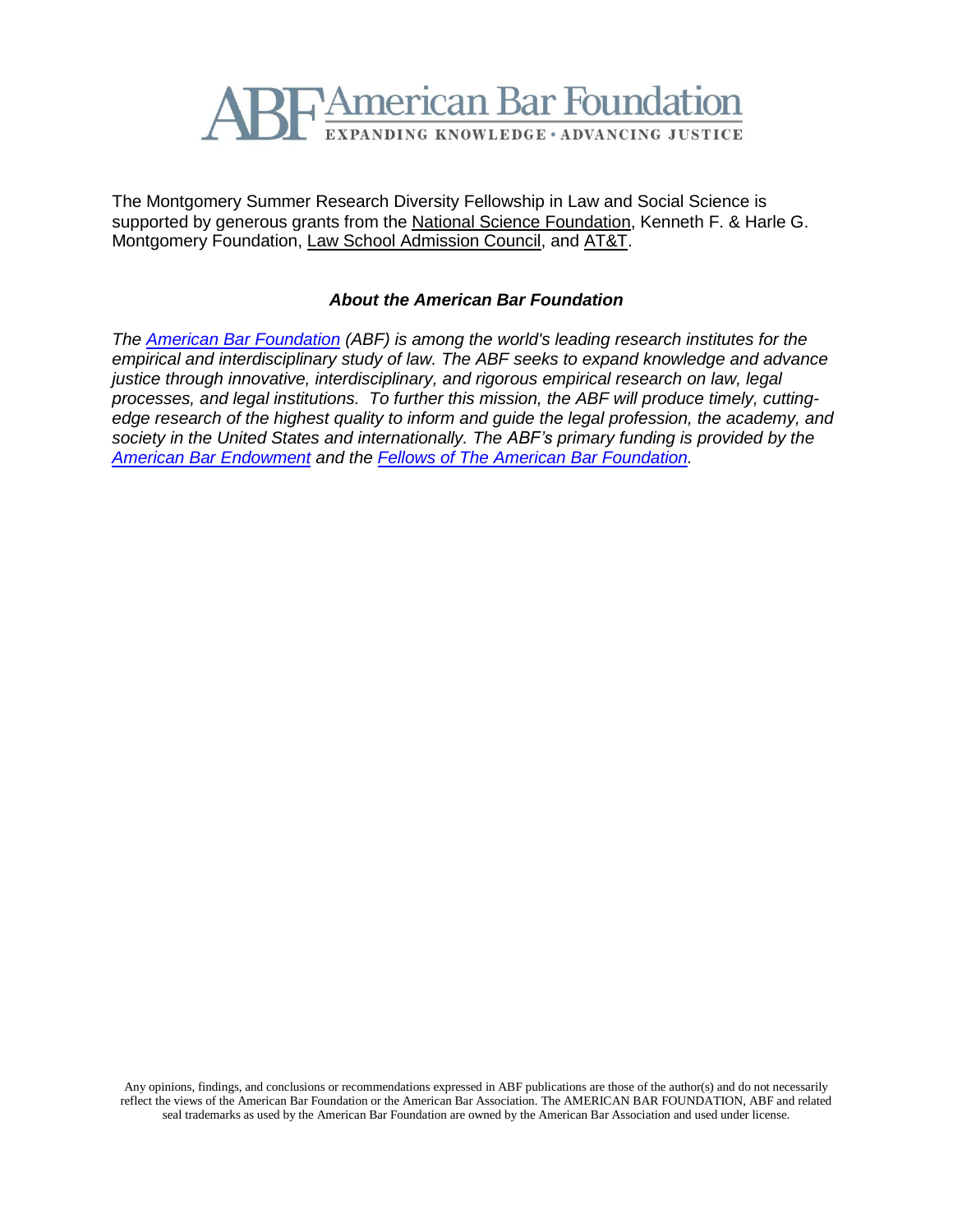# ABF American Bar Foundation

EXPANDING KNOWLEDGE • ADVANCING JUSTICE

The Montgomery Summer Research Diversity Fellowship in Law and Social Science is supported by generous grants from the National Science Foundation, Kenneth F. & Harle G. Montgomery Foundation, Law School Admission Council, and AT&T.

***About the American Bar Foundation***

*The American Bar Foundation (ABF) is among the world's leading research institutes for the empirical and interdisciplinary study of law. The ABF seeks to expand knowledge and advance justice through innovative, interdisciplinary, and rigorous empirical research on law, legal processes, and legal institutions. To further this mission, the ABF will produce timely, cutting-edge research of the highest quality to inform and guide the legal profession, the academy, and society in the United States and internationally. The ABF's primary funding is provided by the American Bar Endowment and the Fellows of The American Bar Foundation.*

Any opinions, findings, and conclusions or recommendations expressed in ABF publications are those of the author(s) and do not necessarily reflect the views of the American Bar Foundation or the American Bar Association. The AMERICAN BAR FOUNDATION, ABF and related seal trademarks as used by the American Bar Foundation are owned by the American Bar Association and used under license.